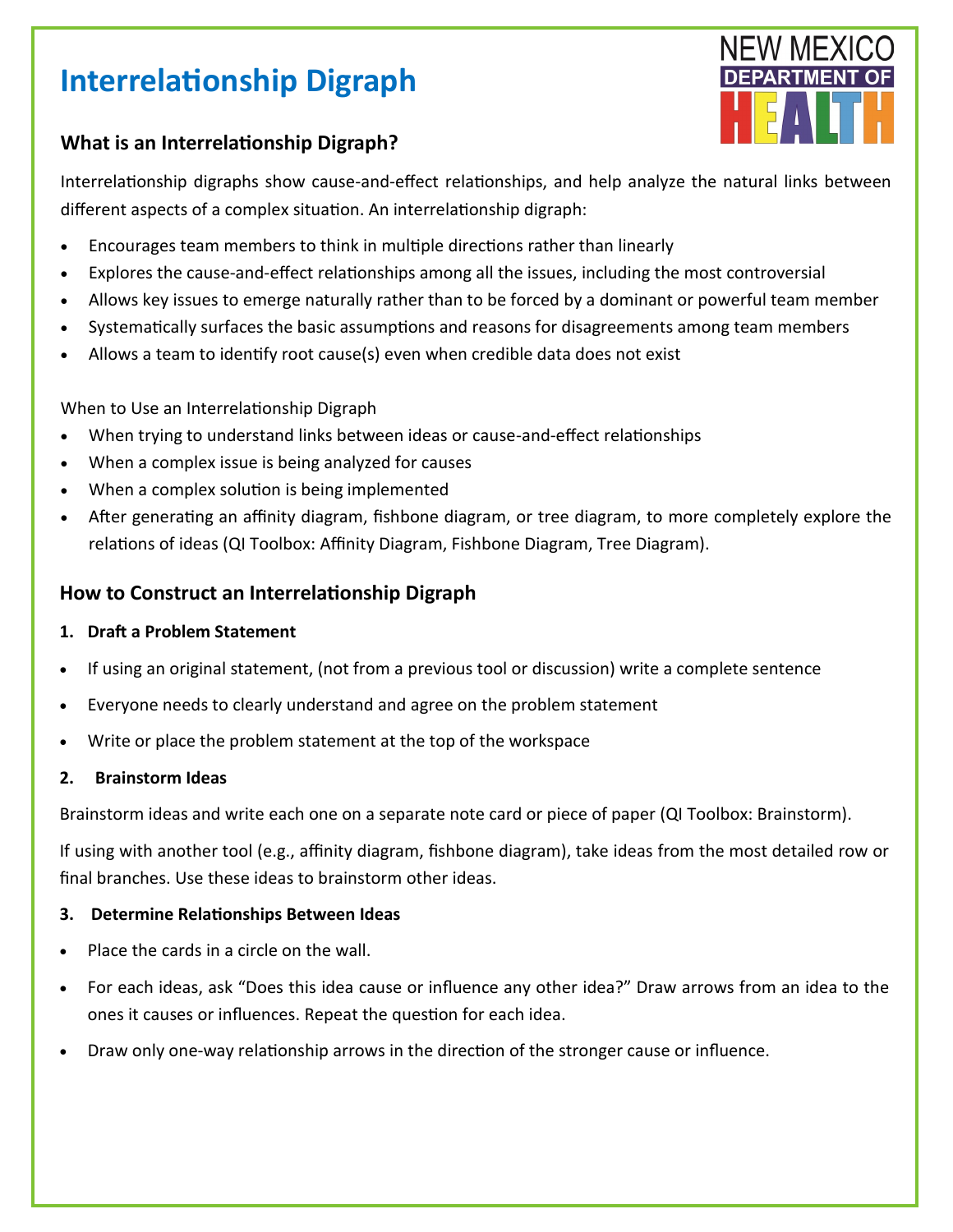# Interrelationship Digraph

NEW MEXICO DEPARTMENT OF HEALTH

## What is an Interrelationship Digraph?

Interrelationship digraphs show cause-and-effect relationships, and help analyze the natural links between different aspects of a complex situation. An interrelationship digraph:

- Encourages team members to think in multiple directions rather than linearly
- Explores the cause-and-effect relationships among all the issues, including the most controversial
- Allows key issues to emerge naturally rather than to be forced by a dominant or powerful team member
- Systematically surfaces the basic assumptions and reasons for disagreements among team members
- Allows a team to identify root cause(s) even when credible data does not exist

When to Use an Interrelationship Digraph

- When trying to understand links between ideas or cause-and-effect relationships
- When a complex issue is being analyzed for causes
- When a complex solution is being implemented
- After generating an affinity diagram, fishbone diagram, or tree diagram, to more completely explore the relations of ideas (QI Toolbox: Affinity Diagram, Fishbone Diagram, Tree Diagram).

## How to Construct an Interrelationship Digraph

**1. Draft a Problem Statement**

- If using an original statement, (not from a previous tool or discussion) write a complete sentence
- Everyone needs to clearly understand and agree on the problem statement
- Write or place the problem statement at the top of the workspace

**2. Brainstorm Ideas**

Brainstorm ideas and write each one on a separate note card or piece of paper (QI Toolbox: Brainstorm).

If using with another tool (e.g., affinity diagram, fishbone diagram), take ideas from the most detailed row or final branches. Use these ideas to brainstorm other ideas.

**3. Determine Relationships Between Ideas**

- Place the cards in a circle on the wall.
- For each ideas, ask "Does this idea cause or influence any other idea?" Draw arrows from an idea to the ones it causes or influences. Repeat the question for each idea.
- Draw only one-way relationship arrows in the direction of the stronger cause or influence.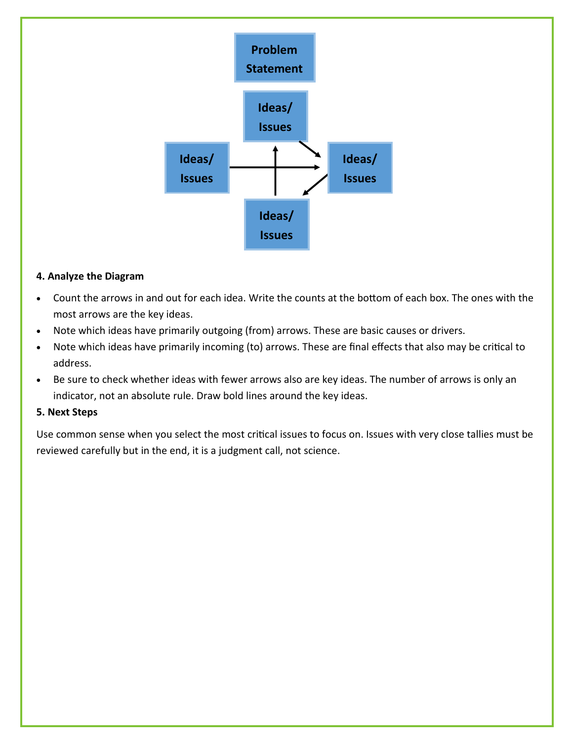Problem Statement

Ideas/ Issues

Ideas/ Issues

Ideas/ Issues

Ideas/ Issues

**4. Analyze the Diagram**

- Count the arrows in and out for each idea. Write the counts at the bottom of each box. The ones with the most arrows are the key ideas.
- Note which ideas have primarily outgoing (from) arrows. These are basic causes or drivers.
- Note which ideas have primarily incoming (to) arrows. These are final effects that also may be critical to address.
- Be sure to check whether ideas with fewer arrows also are key ideas. The number of arrows is only an indicator, not an absolute rule. Draw bold lines around the key ideas.

**5. Next Steps**

Use common sense when you select the most critical issues to focus on. Issues with very close tallies must be reviewed carefully but in the end, it is a judgment call, not science.